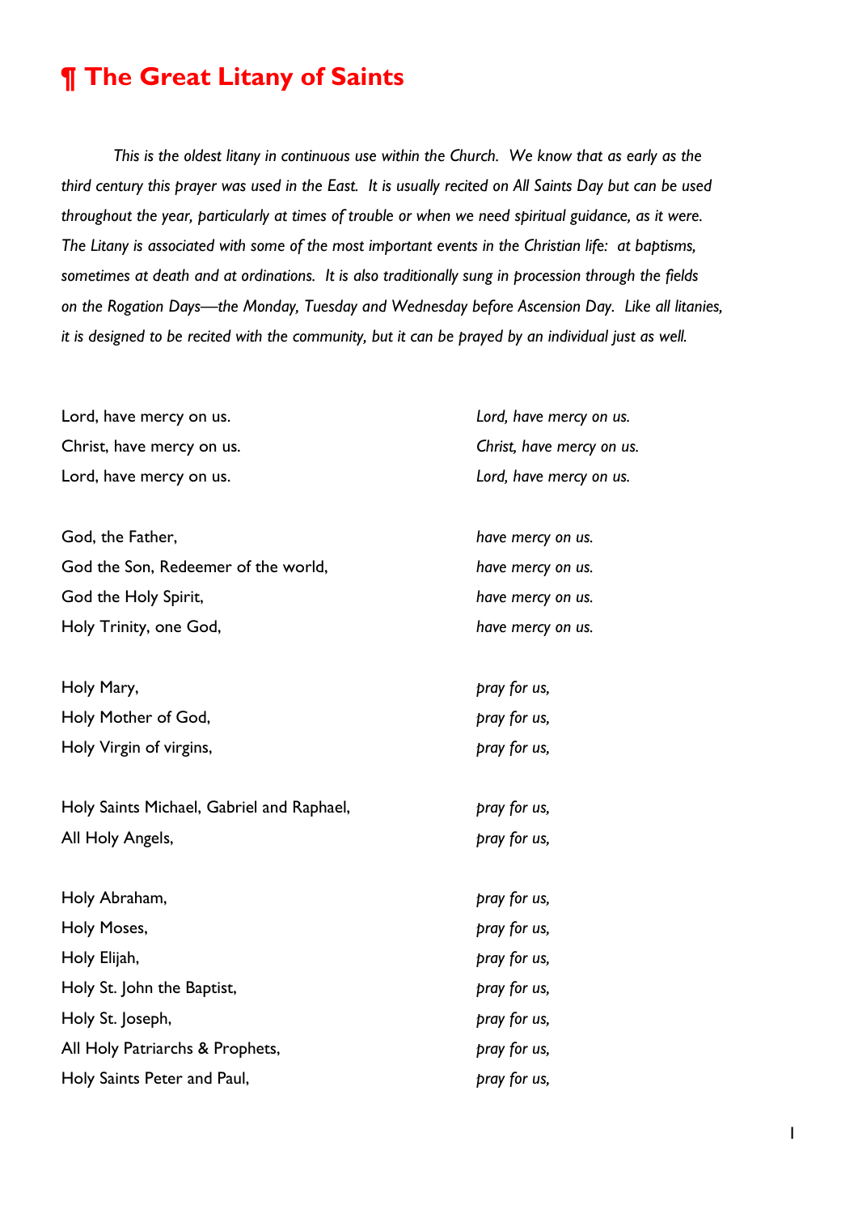# ¶ The Great Litany of Saints

*This is the oldest litany in continuous use within the Church. We know that as early as the third century this prayer was used in the East. It is usually recited on All Saints Day but can be used throughout the year, particularly at times of trouble or when we need spiritual guidance, as it were. The Litany is associated with some of the most important events in the Christian life: at baptisms, sometimes at death and at ordinations. It is also traditionally sung in procession through the fields on the Rogation Days—the Monday, Tuesday and Wednesday before Ascension Day. Like all litanies, it is designed to be recited with the community, but it can be prayed by an individual just as well.*

Lord, have mercy on us. — *Lord, have mercy on us.*
Christ, have mercy on us. — *Christ, have mercy on us.*
Lord, have mercy on us. — *Lord, have mercy on us.*

God, the Father, — *have mercy on us.*
God the Son, Redeemer of the world, — *have mercy on us.*
God the Holy Spirit, — *have mercy on us.*
Holy Trinity, one God, — *have mercy on us.*

Holy Mary, — *pray for us,*
Holy Mother of God, — *pray for us,*
Holy Virgin of virgins, — *pray for us,*

Holy Saints Michael, Gabriel and Raphael, — *pray for us,*
All Holy Angels, — *pray for us,*

Holy Abraham, — *pray for us,*
Holy Moses, — *pray for us,*
Holy Elijah, — *pray for us,*
Holy St. John the Baptist, — *pray for us,*
Holy St. Joseph, — *pray for us,*
All Holy Patriarchs & Prophets, — *pray for us,*
Holy Saints Peter and Paul, — *pray for us,*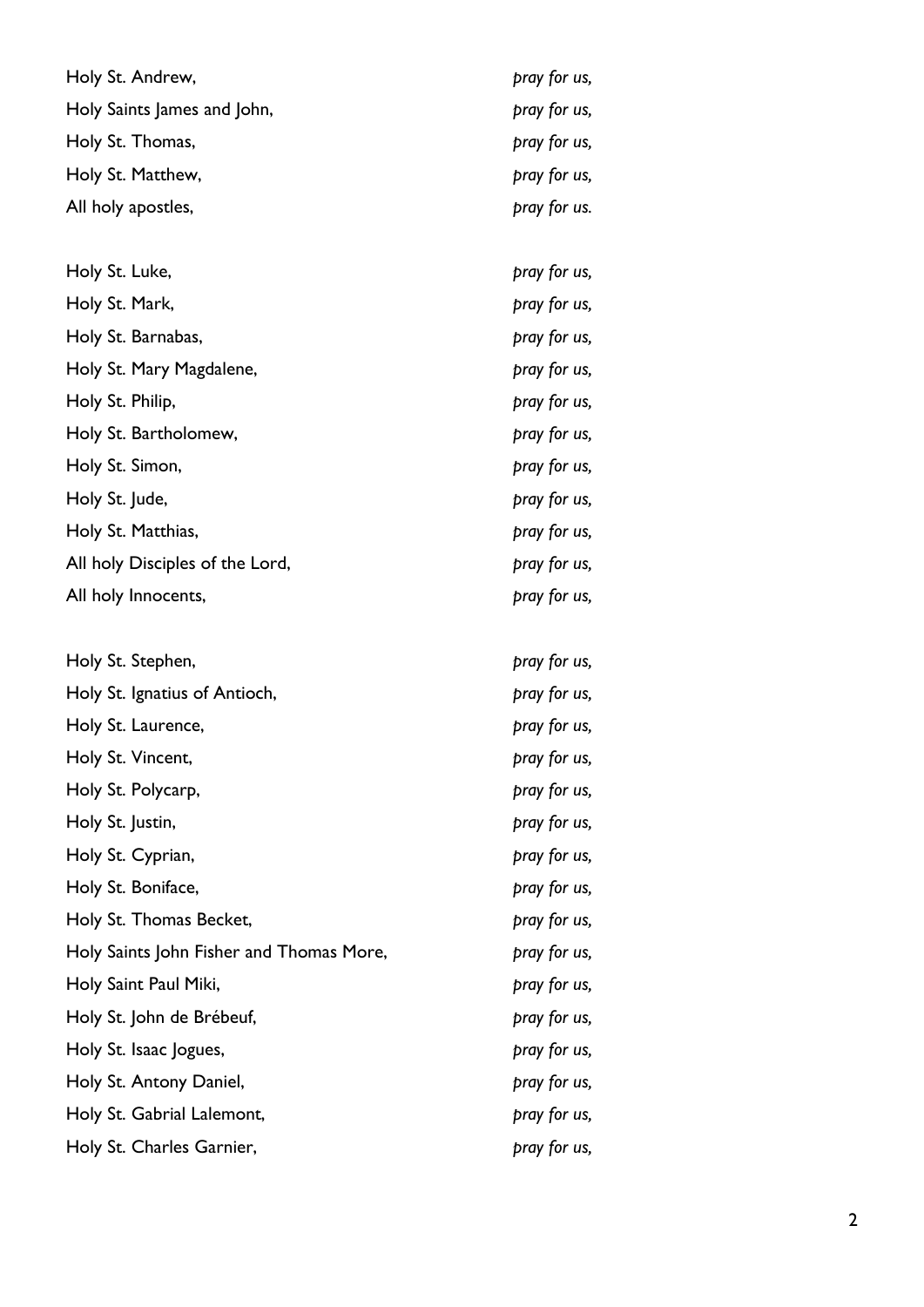Holy St. Andrew, *pray for us,*
Holy Saints James and John, *pray for us,*
Holy St. Thomas, *pray for us,*
Holy St. Matthew, *pray for us,*
All holy apostles, *pray for us.*

Holy St. Luke, *pray for us,*
Holy St. Mark, *pray for us,*
Holy St. Barnabas, *pray for us,*
Holy St. Mary Magdalene, *pray for us,*
Holy St. Philip, *pray for us,*
Holy St. Bartholomew, *pray for us,*
Holy St. Simon, *pray for us,*
Holy St. Jude, *pray for us,*
Holy St. Matthias, *pray for us,*
All holy Disciples of the Lord, *pray for us,*
All holy Innocents, *pray for us,*

Holy St. Stephen, *pray for us,*
Holy St. Ignatius of Antioch, *pray for us,*
Holy St. Laurence, *pray for us,*
Holy St. Vincent, *pray for us,*
Holy St. Polycarp, *pray for us,*
Holy St. Justin, *pray for us,*
Holy St. Cyprian, *pray for us,*
Holy St. Boniface, *pray for us,*
Holy St. Thomas Becket, *pray for us,*
Holy Saints John Fisher and Thomas More, *pray for us,*
Holy Saint Paul Miki, *pray for us,*
Holy St. John de Brébeuf, *pray for us,*
Holy St. Isaac Jogues, *pray for us,*
Holy St. Antony Daniel, *pray for us,*
Holy St. Gabrial Lalemont, *pray for us,*
Holy St. Charles Garnier, *pray for us,*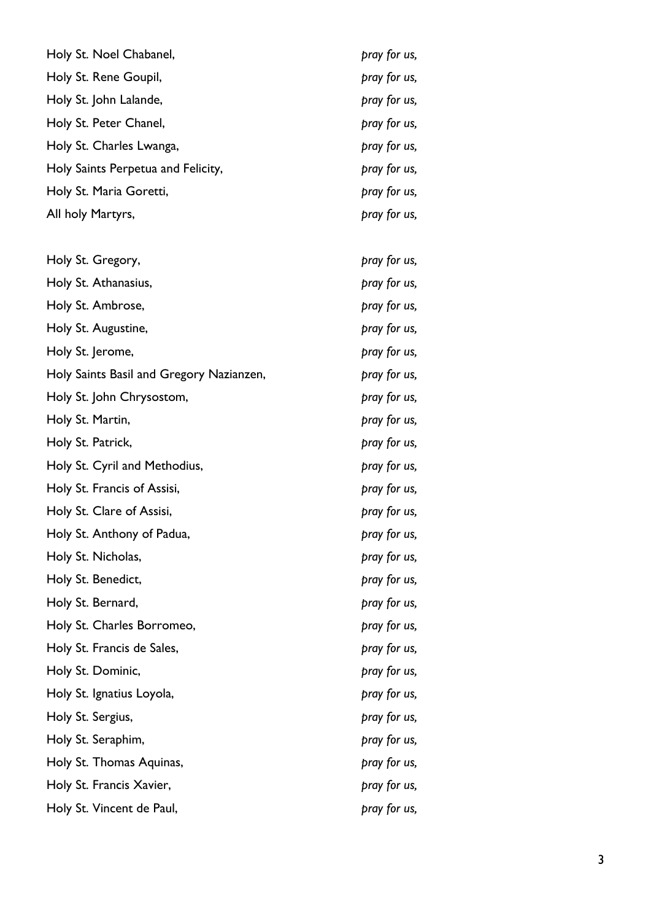Holy St. Noel Chabanel, *pray for us,*
Holy St. Rene Goupil, *pray for us,*
Holy St. John Lalande, *pray for us,*
Holy St. Peter Chanel, *pray for us,*
Holy St. Charles Lwanga, *pray for us,*
Holy Saints Perpetua and Felicity, *pray for us,*
Holy St. Maria Goretti, *pray for us,*
All holy Martyrs, *pray for us,*

Holy St. Gregory, *pray for us,*
Holy St. Athanasius, *pray for us,*
Holy St. Ambrose, *pray for us,*
Holy St. Augustine, *pray for us,*
Holy St. Jerome, *pray for us,*
Holy Saints Basil and Gregory Nazianzen, *pray for us,*
Holy St. John Chrysostom, *pray for us,*
Holy St. Martin, *pray for us,*
Holy St. Patrick, *pray for us,*
Holy St. Cyril and Methodius, *pray for us,*
Holy St. Francis of Assisi, *pray for us,*
Holy St. Clare of Assisi, *pray for us,*
Holy St. Anthony of Padua, *pray for us,*
Holy St. Nicholas, *pray for us,*
Holy St. Benedict, *pray for us,*
Holy St. Bernard, *pray for us,*
Holy St. Charles Borromeo, *pray for us,*
Holy St. Francis de Sales, *pray for us,*
Holy St. Dominic, *pray for us,*
Holy St. Ignatius Loyola, *pray for us,*
Holy St. Sergius, *pray for us,*
Holy St. Seraphim, *pray for us,*
Holy St. Thomas Aquinas, *pray for us,*
Holy St. Francis Xavier, *pray for us,*
Holy St. Vincent de Paul, *pray for us,*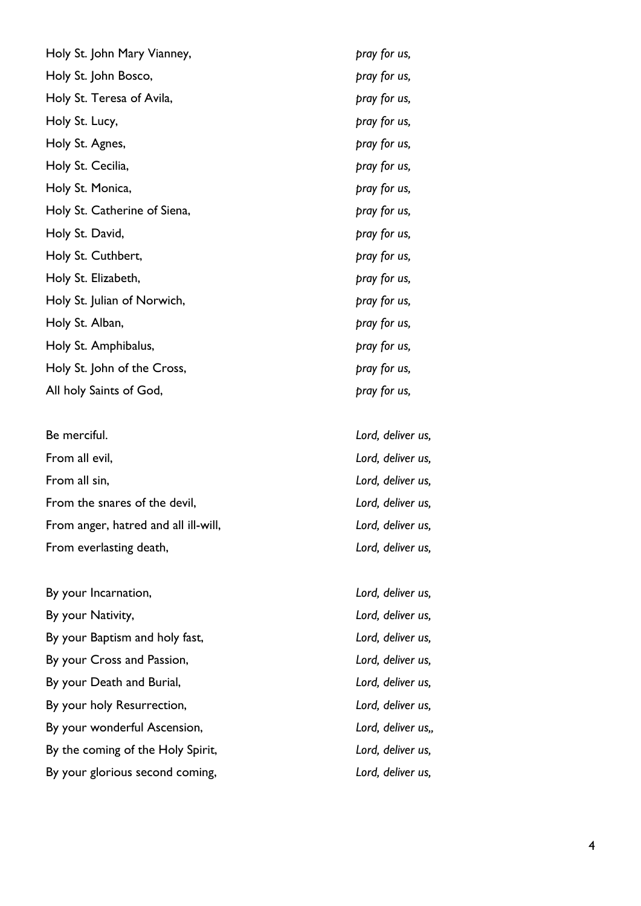Holy St. John Mary Vianney, *pray for us,*
Holy St. John Bosco, *pray for us,*
Holy St. Teresa of Avila, *pray for us,*
Holy St. Lucy, *pray for us,*
Holy St. Agnes, *pray for us,*
Holy St. Cecilia, *pray for us,*
Holy St. Monica, *pray for us,*
Holy St. Catherine of Siena, *pray for us,*
Holy St. David, *pray for us,*
Holy St. Cuthbert, *pray for us,*
Holy St. Elizabeth, *pray for us,*
Holy St. Julian of Norwich, *pray for us,*
Holy St. Alban, *pray for us,*
Holy St. Amphibalus, *pray for us,*
Holy St. John of the Cross, *pray for us,*
All holy Saints of God, *pray for us,*

Be merciful. *Lord, deliver us,*
From all evil, *Lord, deliver us,*
From all sin, *Lord, deliver us,*
From the snares of the devil, *Lord, deliver us,*
From anger, hatred and all ill-will, *Lord, deliver us,*
From everlasting death, *Lord, deliver us,*

By your Incarnation, *Lord, deliver us,*
By your Nativity, *Lord, deliver us,*
By your Baptism and holy fast, *Lord, deliver us,*
By your Cross and Passion, *Lord, deliver us,*
By your Death and Burial, *Lord, deliver us,*
By your holy Resurrection, *Lord, deliver us,*
By your wonderful Ascension, *Lord, deliver us,,*
By the coming of the Holy Spirit, *Lord, deliver us,*
By your glorious second coming, *Lord, deliver us,*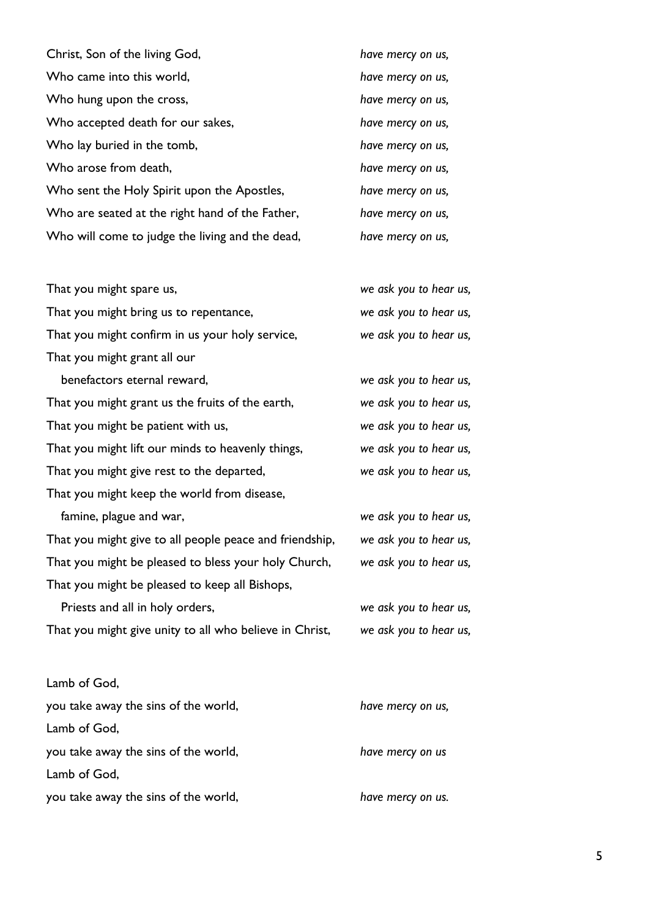Christ, Son of the living God, *have mercy on us,*
Who came into this world, *have mercy on us,*
Who hung upon the cross, *have mercy on us,*
Who accepted death for our sakes, *have mercy on us,*
Who lay buried in the tomb, *have mercy on us,*
Who arose from death, *have mercy on us,*
Who sent the Holy Spirit upon the Apostles, *have mercy on us,*
Who are seated at the right hand of the Father, *have mercy on us,*
Who will come to judge the living and the dead, *have mercy on us,*

That you might spare us, *we ask you to hear us,*
That you might bring us to repentance, *we ask you to hear us,*
That you might confirm in us your holy service, *we ask you to hear us,*
That you might grant all our
benefactors eternal reward, *we ask you to hear us,*
That you might grant us the fruits of the earth, *we ask you to hear us,*
That you might be patient with us, *we ask you to hear us,*
That you might lift our minds to heavenly things, *we ask you to hear us,*
That you might give rest to the departed, *we ask you to hear us,*
That you might keep the world from disease,
famine, plague and war, *we ask you to hear us,*
That you might give to all people peace and friendship, *we ask you to hear us,*
That you might be pleased to bless your holy Church, *we ask you to hear us,*
That you might be pleased to keep all Bishops,
Priests and all in holy orders, *we ask you to hear us,*
That you might give unity to all who believe in Christ, *we ask you to hear us,*

Lamb of God,
you take away the sins of the world, *have mercy on us,*
Lamb of God,
you take away the sins of the world, *have mercy on us*
Lamb of God,
you take away the sins of the world, *have mercy on us.*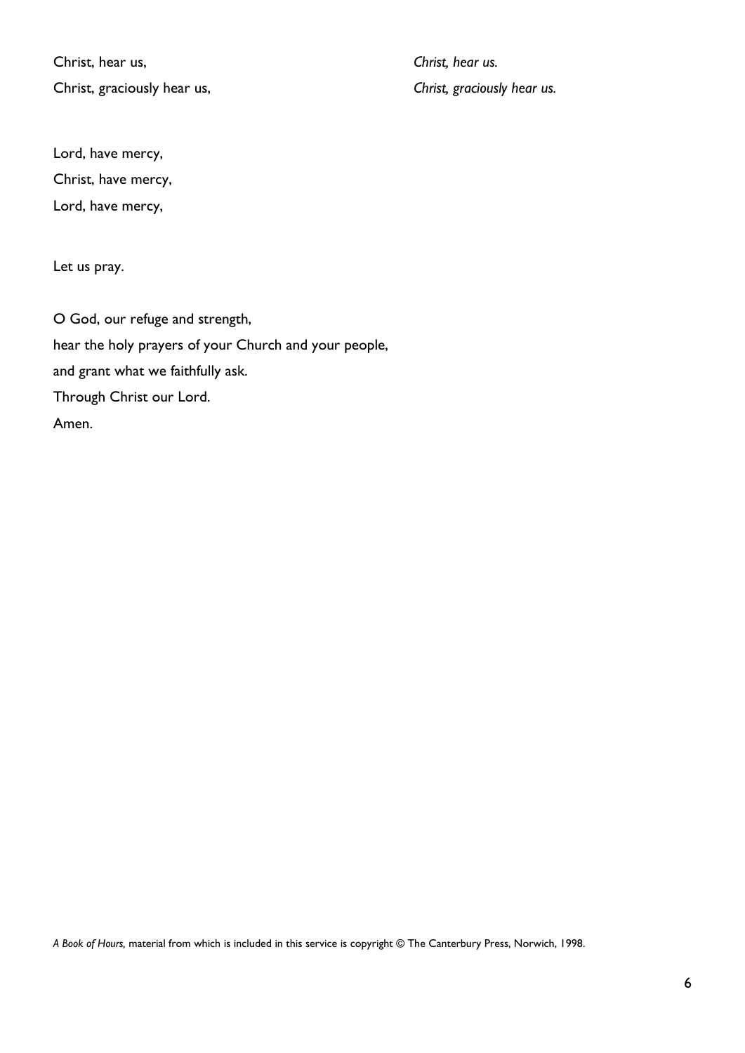Christ, hear us, *Christ, hear us.*
Christ, graciously hear us, *Christ, graciously hear us.*

Lord, have mercy,
Christ, have mercy,
Lord, have mercy,

Let us pray.

O God, our refuge and strength,
hear the holy prayers of your Church and your people,
and grant what we faithfully ask.
Through Christ our Lord.
Amen.

*A Book of Hours,* material from which is included in this service is copyright © The Canterbury Press, Norwich, 1998.